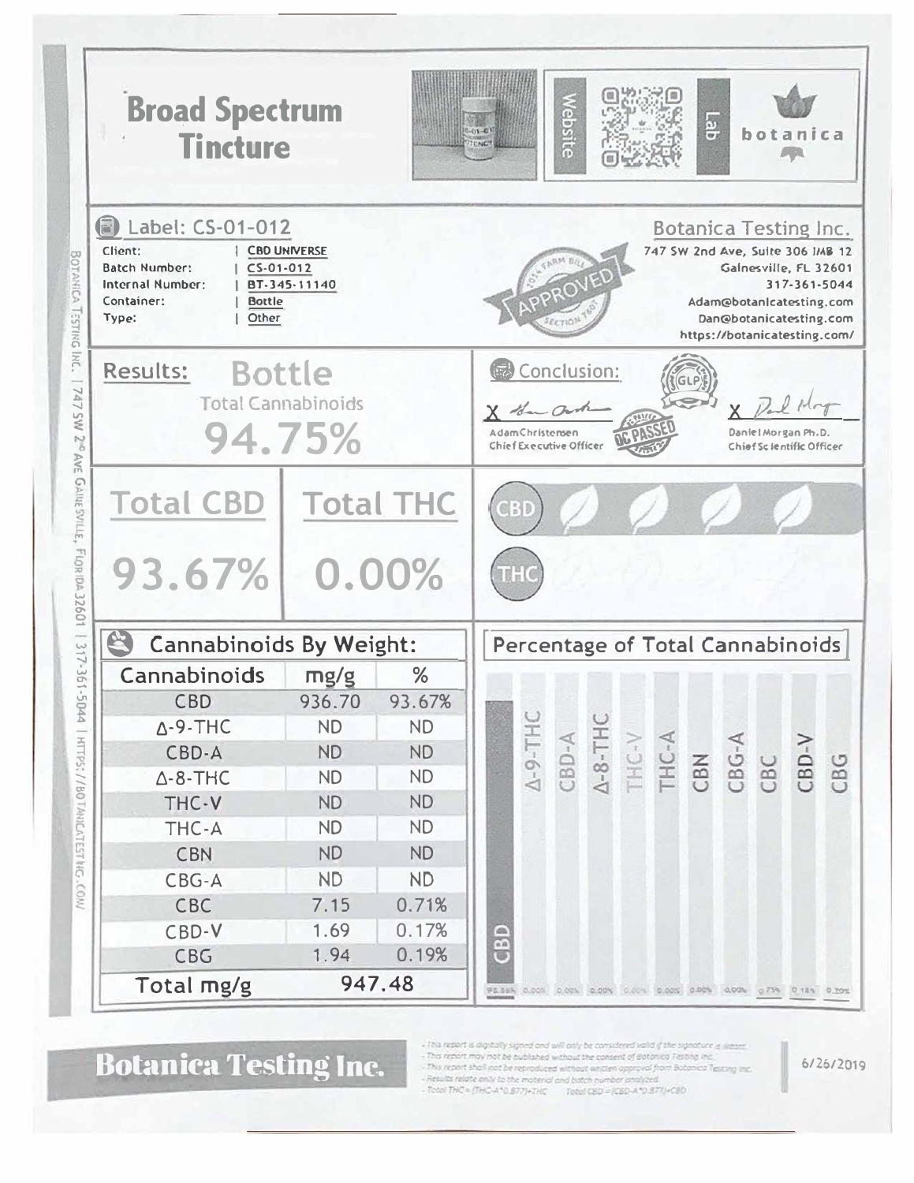# Broad Spectrum Tincture

Website | Lab

botanica

## Label: CS-01-012

| | |
|---|---|
| Client: | CBD UNIVERSE |
| Batch Number: | CS-01-012 |
| Internal Number: | BT-345-11140 |
| Container: | Bottle |
| Type: | Other |

APPROVED — 2014 FARM BILL SECTION 7606

**Botanica Testing Inc.**
747 SW 2nd Ave, Suite 306 IMB 12
Gainesville, FL 32601
317-361-5044
Adam@botanicatesting.com
Dan@botanicatesting.com
https://botanicatesting.com/

## Results: Bottle

Total Cannabinoids

**94.75%**

## Conclusion:

GLP — QC PASSED

Adam Christensen
Chief Executive Officer

Daniel Morgan Ph.D.
Chief Scientific Officer

| Total CBD | Total THC |
|---|---|
| 93.67% | 0.00% |

CBD

THC

## Cannabinoids By Weight:

| Cannabinoids | mg/g | % |
|---|---|---|
| CBD | 936.70 | 93.67% |
| Δ-9-THC | ND | ND |
| CBD-A | ND | ND |
| Δ-8-THC | ND | ND |
| THC-V | ND | ND |
| THC-A | ND | ND |
| CBN | ND | ND |
| CBG-A | ND | ND |
| CBC | 7.15 | 0.71% |
| CBD-V | 1.69 | 0.17% |
| CBG | 1.94 | 0.19% |
| Total mg/g | 947.48 | |

## Percentage of Total Cannabinoids

| CBD | Δ-9-THC | CBD-A | Δ-8-THC | THC-V | THC-A | CBN | CBG-A | CBC | CBD-V | CBG |
|---|---|---|---|---|---|---|---|---|---|---|
| 98.86% | 0.00% | 0.00% | 0.00% | 0.00% | 0.00% | 0.00% | 0.00% | 0.75% | 0.18% | 0.20% |

**Botanica Testing Inc.**

- This report is digitally signed and will only be considered valid if the signature is present.
- This report may not be published without the consent of Botanica Testing Inc.
- This report shall not be reproduced without written approval from Botanica Testing Inc.
- Results relate only to the material and batch number analyzed.
- Total THC = (THC-A*0.877)+THC Total CBD = (CBD-A*0.877)+CBD

6/26/2019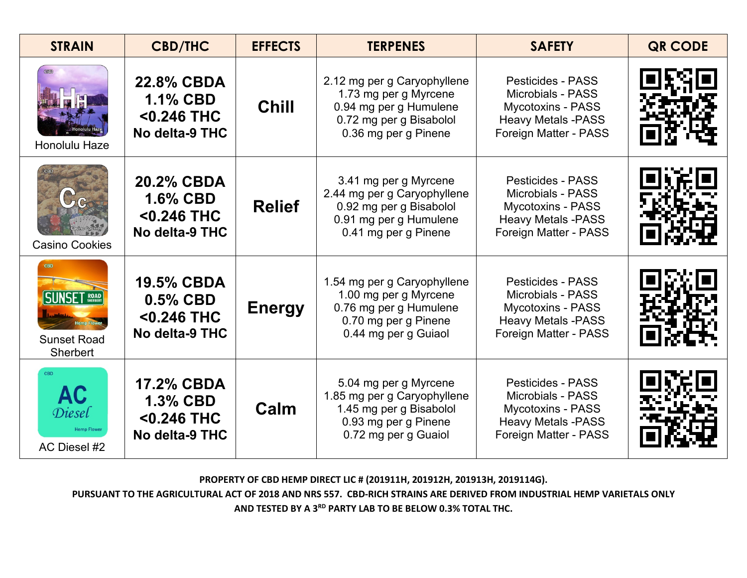| STRAIN | CBD/THC | EFFECTS | TERPENES | SAFETY | QR CODE |
|---|---|---|---|---|---|
| Honolulu Haze | **22.8% CBDA**<br>**1.1% CBD**<br>**<0.246 THC**<br>**No delta-9 THC** | **Chill** | 2.12 mg per g Caryophyllene<br>1.73 mg per g Myrcene<br>0.94 mg per g Humulene<br>0.72 mg per g Bisabolol<br>0.36 mg per g Pinene | Pesticides - PASS<br>Microbials - PASS<br>Mycotoxins - PASS<br>Heavy Metals -PASS<br>Foreign Matter - PASS | |
| Casino Cookies | **20.2% CBDA**<br>**1.6% CBD**<br>**<0.246 THC**<br>**No delta-9 THC** | **Relief** | 3.41 mg per g Myrcene<br>2.44 mg per g Caryophyllene<br>0.92 mg per g Bisabolol<br>0.91 mg per g Humulene<br>0.41 mg per g Pinene | Pesticides - PASS<br>Microbials - PASS<br>Mycotoxins - PASS<br>Heavy Metals -PASS<br>Foreign Matter - PASS | |
| Sunset Road Sherbert | **19.5% CBDA**<br>**0.5% CBD**<br>**<0.246 THC**<br>**No delta-9 THC** | **Energy** | 1.54 mg per g Caryophyllene<br>1.00 mg per g Myrcene<br>0.76 mg per g Humulene<br>0.70 mg per g Pinene<br>0.44 mg per g Guiaol | Pesticides - PASS<br>Microbials - PASS<br>Mycotoxins - PASS<br>Heavy Metals -PASS<br>Foreign Matter - PASS | |
| AC Diesel #2 | **17.2% CBDA**<br>**1.3% CBD**<br>**<0.246 THC**<br>**No delta-9 THC** | **Calm** | 5.04 mg per g Myrcene<br>1.85 mg per g Caryophyllene<br>1.45 mg per g Bisabolol<br>0.93 mg per g Pinene<br>0.72 mg per g Guaiol | Pesticides - PASS<br>Microbials - PASS<br>Mycotoxins - PASS<br>Heavy Metals -PASS<br>Foreign Matter - PASS | |

**PROPERTY OF CBD HEMP DIRECT LIC # (201911H, 201912H, 201913H, 2019114G).**
**PURSUANT TO THE AGRICULTURAL ACT OF 2018 AND NRS 557. CBD-RICH STRAINS ARE DERIVED FROM INDUSTRIAL HEMP VARIETALS ONLY AND TESTED BY A 3RD PARTY LAB TO BE BELOW 0.3% TOTAL THC.**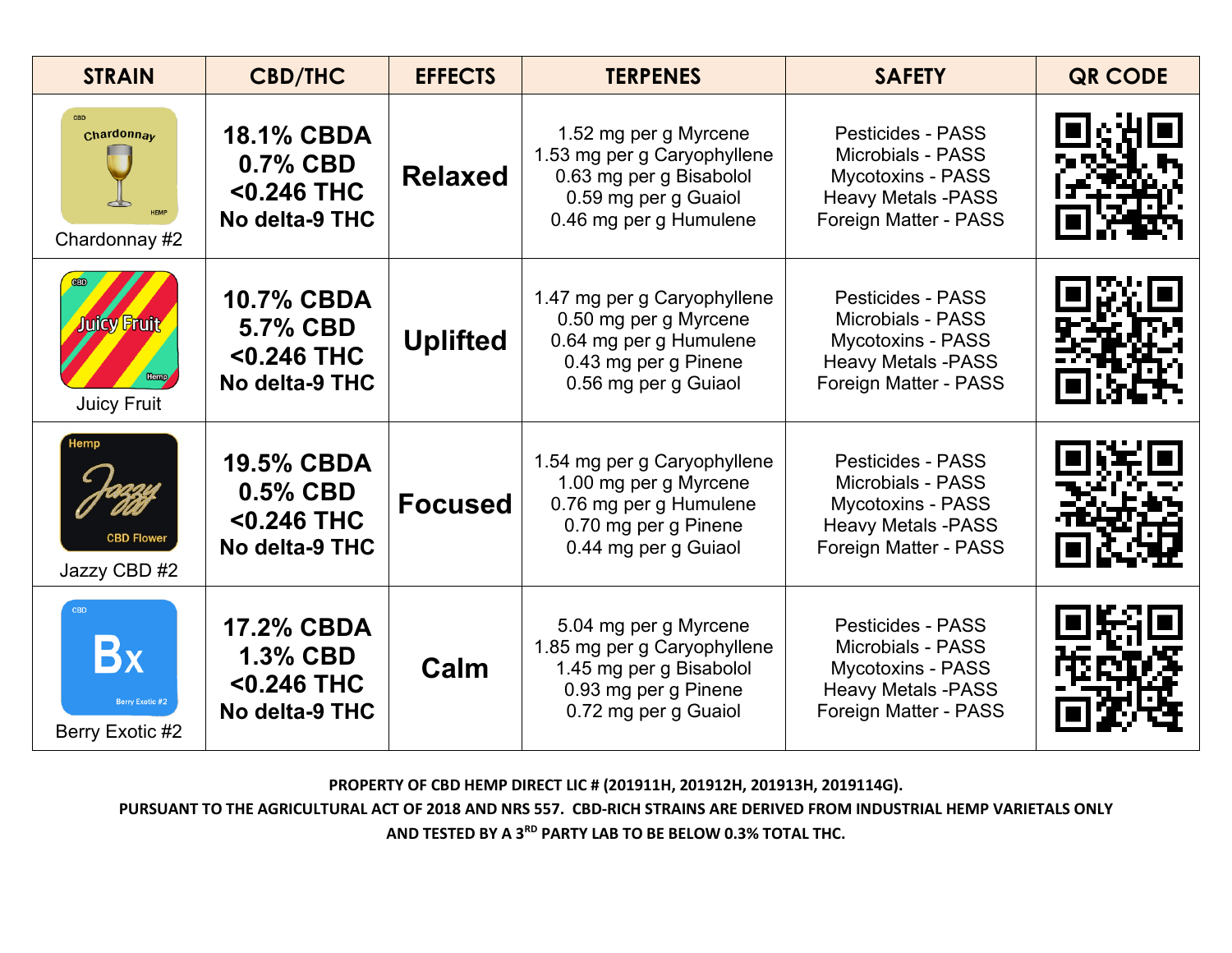| STRAIN | CBD/THC | EFFECTS | TERPENES | SAFETY | QR CODE |
|---|---|---|---|---|---|
| Chardonnay #2 | **18.1% CBDA**<br>**0.7% CBD**<br>**<0.246 THC**<br>**No delta-9 THC** | **Relaxed** | 1.52 mg per g Myrcene<br>1.53 mg per g Caryophyllene<br>0.63 mg per g Bisabolol<br>0.59 mg per g Guaiol<br>0.46 mg per g Humulene | Pesticides - PASS<br>Microbials - PASS<br>Mycotoxins - PASS<br>Heavy Metals -PASS<br>Foreign Matter - PASS | |
| Juicy Fruit | **10.7% CBDA**<br>**5.7% CBD**<br>**<0.246 THC**<br>**No delta-9 THC** | **Uplifted** | 1.47 mg per g Caryophyllene<br>0.50 mg per g Myrcene<br>0.64 mg per g Humulene<br>0.43 mg per g Pinene<br>0.56 mg per g Guiaol | Pesticides - PASS<br>Microbials - PASS<br>Mycotoxins - PASS<br>Heavy Metals -PASS<br>Foreign Matter - PASS | |
| Jazzy CBD #2 | **19.5% CBDA**<br>**0.5% CBD**<br>**<0.246 THC**<br>**No delta-9 THC** | **Focused** | 1.54 mg per g Caryophyllene<br>1.00 mg per g Myrcene<br>0.76 mg per g Humulene<br>0.70 mg per g Pinene<br>0.44 mg per g Guiaol | Pesticides - PASS<br>Microbials - PASS<br>Mycotoxins - PASS<br>Heavy Metals -PASS<br>Foreign Matter - PASS | |
| Berry Exotic #2 | **17.2% CBDA**<br>**1.3% CBD**<br>**<0.246 THC**<br>**No delta-9 THC** | **Calm** | 5.04 mg per g Myrcene<br>1.85 mg per g Caryophyllene<br>1.45 mg per g Bisabolol<br>0.93 mg per g Pinene<br>0.72 mg per g Guaiol | Pesticides - PASS<br>Microbials - PASS<br>Mycotoxins - PASS<br>Heavy Metals -PASS<br>Foreign Matter - PASS | |

**PROPERTY OF CBD HEMP DIRECT LIC # (201911H, 201912H, 201913H, 2019114G).**
**PURSUANT TO THE AGRICULTURAL ACT OF 2018 AND NRS 557. CBD-RICH STRAINS ARE DERIVED FROM INDUSTRIAL HEMP VARIETALS ONLY AND TESTED BY A 3RD PARTY LAB TO BE BELOW 0.3% TOTAL THC.**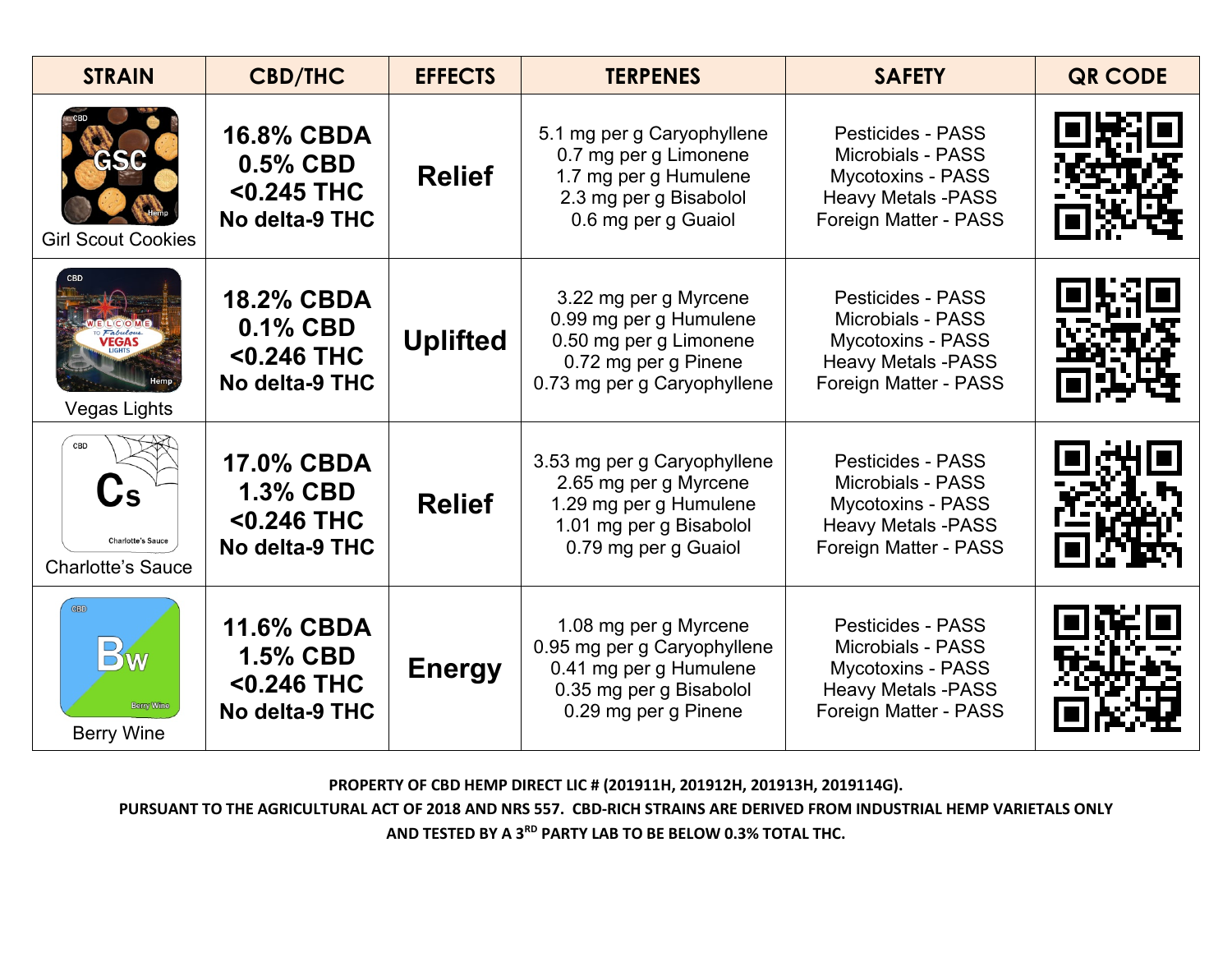| STRAIN | CBD/THC | EFFECTS | TERPENES | SAFETY | QR CODE |
|---|---|---|---|---|---|
| Girl Scout Cookies | **16.8% CBDA**<br>**0.5% CBD**<br>**<0.245 THC**<br>**No delta-9 THC** | **Relief** | 5.1 mg per g Caryophyllene<br>0.7 mg per g Limonene<br>1.7 mg per g Humulene<br>2.3 mg per g Bisabolol<br>0.6 mg per g Guaiol | Pesticides - PASS<br>Microbials - PASS<br>Mycotoxins - PASS<br>Heavy Metals -PASS<br>Foreign Matter - PASS | |
| Vegas Lights | **18.2% CBDA**<br>**0.1% CBD**<br>**<0.246 THC**<br>**No delta-9 THC** | **Uplifted** | 3.22 mg per g Myrcene<br>0.99 mg per g Humulene<br>0.50 mg per g Limonene<br>0.72 mg per g Pinene<br>0.73 mg per g Caryophyllene | Pesticides - PASS<br>Microbials - PASS<br>Mycotoxins - PASS<br>Heavy Metals -PASS<br>Foreign Matter - PASS | |
| Charlotte's Sauce | **17.0% CBDA**<br>**1.3% CBD**<br>**<0.246 THC**<br>**No delta-9 THC** | **Relief** | 3.53 mg per g Caryophyllene<br>2.65 mg per g Myrcene<br>1.29 mg per g Humulene<br>1.01 mg per g Bisabolol<br>0.79 mg per g Guaiol | Pesticides - PASS<br>Microbials - PASS<br>Mycotoxins - PASS<br>Heavy Metals -PASS<br>Foreign Matter - PASS | |
| Berry Wine | **11.6% CBDA**<br>**1.5% CBD**<br>**<0.246 THC**<br>**No delta-9 THC** | **Energy** | 1.08 mg per g Myrcene<br>0.95 mg per g Caryophyllene<br>0.41 mg per g Humulene<br>0.35 mg per g Bisabolol<br>0.29 mg per g Pinene | Pesticides - PASS<br>Microbials - PASS<br>Mycotoxins - PASS<br>Heavy Metals -PASS<br>Foreign Matter - PASS | |

**PROPERTY OF CBD HEMP DIRECT LIC # (201911H, 201912H, 201913H, 2019114G).**
**PURSUANT TO THE AGRICULTURAL ACT OF 2018 AND NRS 557. CBD-RICH STRAINS ARE DERIVED FROM INDUSTRIAL HEMP VARIETALS ONLY AND TESTED BY A 3RD PARTY LAB TO BE BELOW 0.3% TOTAL THC.**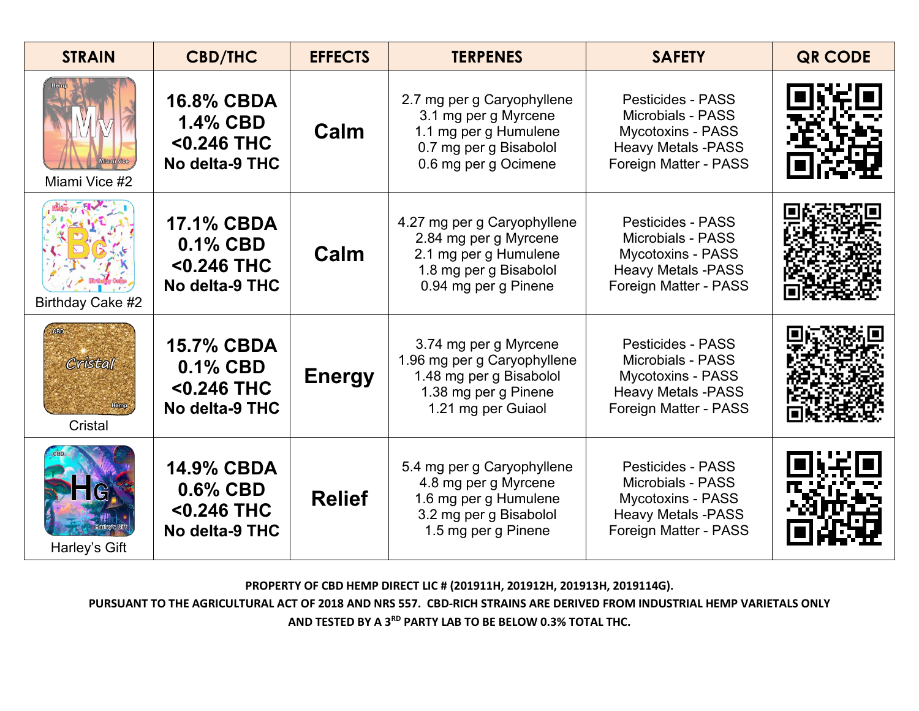| STRAIN | CBD/THC | EFFECTS | TERPENES | SAFETY | QR CODE |
|---|---|---|---|---|---|
| Miami Vice #2 | **16.8% CBDA**<br>**1.4% CBD**<br>**<0.246 THC**<br>**No delta-9 THC** | **Calm** | 2.7 mg per g Caryophyllene<br>3.1 mg per g Myrcene<br>1.1 mg per g Humulene<br>0.7 mg per g Bisabolol<br>0.6 mg per g Ocimene | Pesticides - PASS<br>Microbials - PASS<br>Mycotoxins - PASS<br>Heavy Metals -PASS<br>Foreign Matter - PASS | |
| Birthday Cake #2 | **17.1% CBDA**<br>**0.1% CBD**<br>**<0.246 THC**<br>**No delta-9 THC** | **Calm** | 4.27 mg per g Caryophyllene<br>2.84 mg per g Myrcene<br>2.1 mg per g Humulene<br>1.8 mg per g Bisabolol<br>0.94 mg per g Pinene | Pesticides - PASS<br>Microbials - PASS<br>Mycotoxins - PASS<br>Heavy Metals -PASS<br>Foreign Matter - PASS | |
| Cristal | **15.7% CBDA**<br>**0.1% CBD**<br>**<0.246 THC**<br>**No delta-9 THC** | **Energy** | 3.74 mg per g Myrcene<br>1.96 mg per g Caryophyllene<br>1.48 mg per g Bisabolol<br>1.38 mg per g Pinene<br>1.21 mg per Guiaol | Pesticides - PASS<br>Microbials - PASS<br>Mycotoxins - PASS<br>Heavy Metals -PASS<br>Foreign Matter - PASS | |
| Harley's Gift | **14.9% CBDA**<br>**0.6% CBD**<br>**<0.246 THC**<br>**No delta-9 THC** | **Relief** | 5.4 mg per g Caryophyllene<br>4.8 mg per g Myrcene<br>1.6 mg per g Humulene<br>3.2 mg per g Bisabolol<br>1.5 mg per g Pinene | Pesticides - PASS<br>Microbials - PASS<br>Mycotoxins - PASS<br>Heavy Metals -PASS<br>Foreign Matter - PASS | |

**PROPERTY OF CBD HEMP DIRECT LIC # (201911H, 201912H, 201913H, 2019114G).**
**PURSUANT TO THE AGRICULTURAL ACT OF 2018 AND NRS 557. CBD-RICH STRAINS ARE DERIVED FROM INDUSTRIAL HEMP VARIETALS ONLY AND TESTED BY A 3RD PARTY LAB TO BE BELOW 0.3% TOTAL THC.**